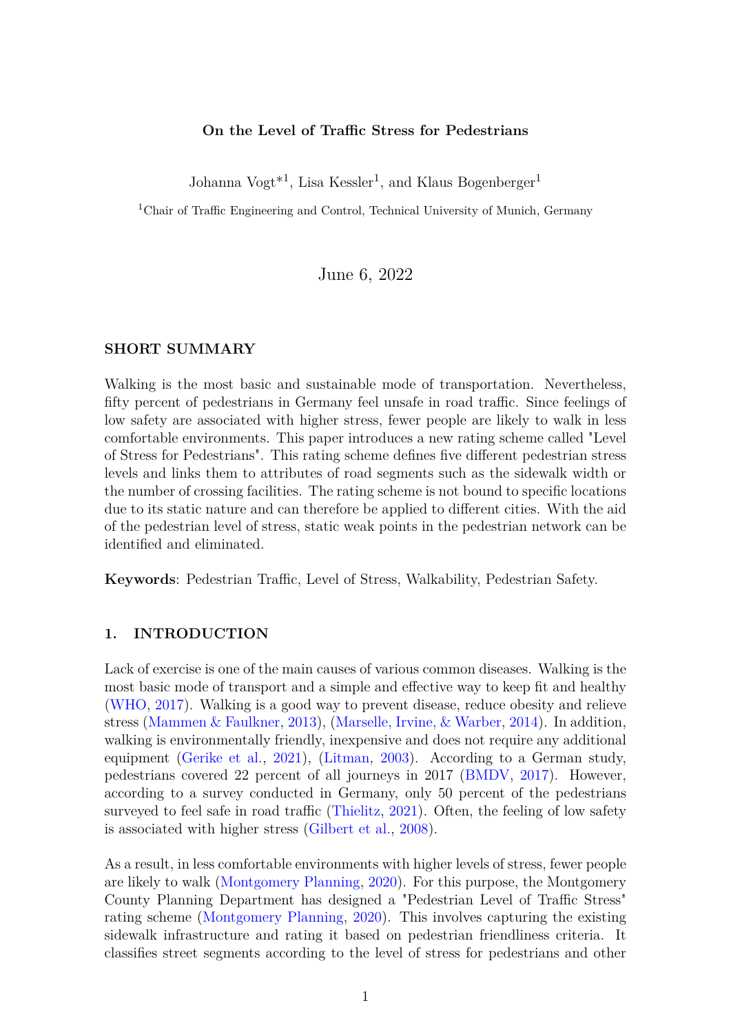# On the Level of Traffic Stress for Pedestrians

Johanna Vogt*[1], Lisa Kessler[1], and Klaus Bogenberger[1]

[1]Chair of Traffic Engineering and Control, Technical University of Munich, Germany

June 6, 2022

## SHORT SUMMARY

Walking is the most basic and sustainable mode of transportation. Nevertheless, fifty percent of pedestrians in Germany feel unsafe in road traffic. Since feelings of low safety are associated with higher stress, fewer people are likely to walk in less comfortable environments. This paper introduces a new rating scheme called "Level of Stress for Pedestrians". This rating scheme defines five different pedestrian stress levels and links them to attributes of road segments such as the sidewalk width or the number of crossing facilities. The rating scheme is not bound to specific locations due to its static nature and can therefore be applied to different cities. With the aid of the pedestrian level of stress, static weak points in the pedestrian network can be identified and eliminated.

**Keywords**: Pedestrian Traffic, Level of Stress, Walkability, Pedestrian Safety.

## 1. INTRODUCTION

Lack of exercise is one of the main causes of various common diseases. Walking is the most basic mode of transport and a simple and effective way to keep fit and healthy (WHO, 2017). Walking is a good way to prevent disease, reduce obesity and relieve stress (Mammen & Faulkner, 2013), (Marselle, Irvine, & Warber, 2014). In addition, walking is environmentally friendly, inexpensive and does not require any additional equipment (Gerike et al., 2021), (Litman, 2003). According to a German study, pedestrians covered 22 percent of all journeys in 2017 (BMDV, 2017). However, according to a survey conducted in Germany, only 50 percent of the pedestrians surveyed to feel safe in road traffic (Thielitz, 2021). Often, the feeling of low safety is associated with higher stress (Gilbert et al., 2008).

As a result, in less comfortable environments with higher levels of stress, fewer people are likely to walk (Montgomery Planning, 2020). For this purpose, the Montgomery County Planning Department has designed a "Pedestrian Level of Traffic Stress" rating scheme (Montgomery Planning, 2020). This involves capturing the existing sidewalk infrastructure and rating it based on pedestrian friendliness criteria. It classifies street segments according to the level of stress for pedestrians and other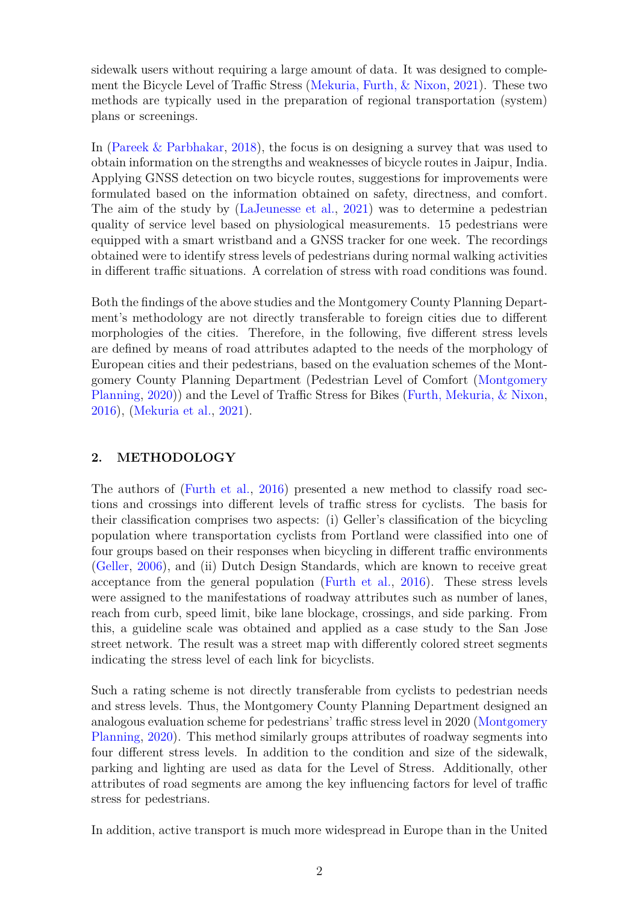sidewalk users without requiring a large amount of data. It was designed to complement the Bicycle Level of Traffic Stress (Mekuria, Furth, & Nixon, 2021). These two methods are typically used in the preparation of regional transportation (system) plans or screenings.

In (Pareek & Parbhakar, 2018), the focus is on designing a survey that was used to obtain information on the strengths and weaknesses of bicycle routes in Jaipur, India. Applying GNSS detection on two bicycle routes, suggestions for improvements were formulated based on the information obtained on safety, directness, and comfort. The aim of the study by (LaJeunesse et al., 2021) was to determine a pedestrian quality of service level based on physiological measurements. 15 pedestrians were equipped with a smart wristband and a GNSS tracker for one week. The recordings obtained were to identify stress levels of pedestrians during normal walking activities in different traffic situations. A correlation of stress with road conditions was found.

Both the findings of the above studies and the Montgomery County Planning Department's methodology are not directly transferable to foreign cities due to different morphologies of the cities. Therefore, in the following, five different stress levels are defined by means of road attributes adapted to the needs of the morphology of European cities and their pedestrians, based on the evaluation schemes of the Montgomery County Planning Department (Pedestrian Level of Comfort (Montgomery Planning, 2020)) and the Level of Traffic Stress for Bikes (Furth, Mekuria, & Nixon, 2016), (Mekuria et al., 2021).

## 2. METHODOLOGY

The authors of (Furth et al., 2016) presented a new method to classify road sections and crossings into different levels of traffic stress for cyclists. The basis for their classification comprises two aspects: (i) Geller's classification of the bicycling population where transportation cyclists from Portland were classified into one of four groups based on their responses when bicycling in different traffic environments (Geller, 2006), and (ii) Dutch Design Standards, which are known to receive great acceptance from the general population (Furth et al., 2016). These stress levels were assigned to the manifestations of roadway attributes such as number of lanes, reach from curb, speed limit, bike lane blockage, crossings, and side parking. From this, a guideline scale was obtained and applied as a case study to the San Jose street network. The result was a street map with differently colored street segments indicating the stress level of each link for bicyclists.

Such a rating scheme is not directly transferable from cyclists to pedestrian needs and stress levels. Thus, the Montgomery County Planning Department designed an analogous evaluation scheme for pedestrians' traffic stress level in 2020 (Montgomery Planning, 2020). This method similarly groups attributes of roadway segments into four different stress levels. In addition to the condition and size of the sidewalk, parking and lighting are used as data for the Level of Stress. Additionally, other attributes of road segments are among the key influencing factors for level of traffic stress for pedestrians.

In addition, active transport is much more widespread in Europe than in the United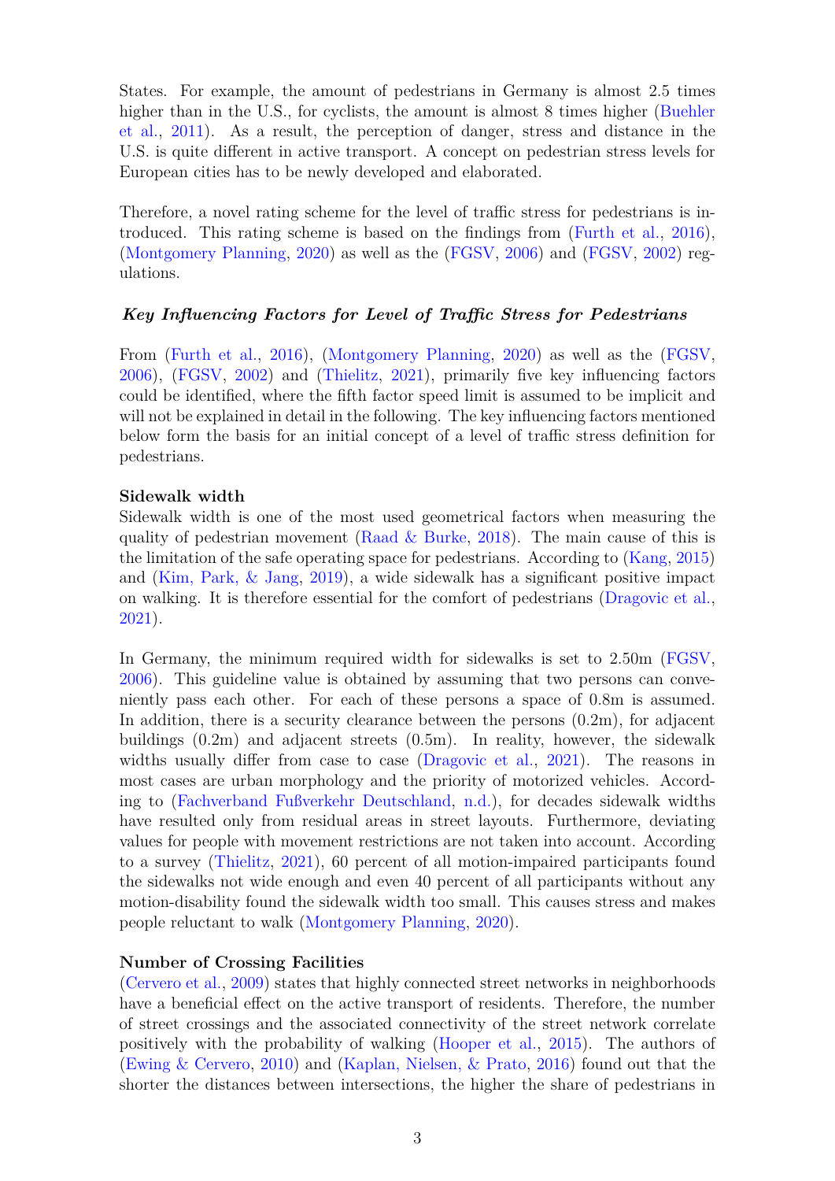States. For example, the amount of pedestrians in Germany is almost 2.5 times higher than in the U.S., for cyclists, the amount is almost 8 times higher (Buehler et al., 2011). As a result, the perception of danger, stress and distance in the U.S. is quite different in active transport. A concept on pedestrian stress levels for European cities has to be newly developed and elaborated.

Therefore, a novel rating scheme for the level of traffic stress for pedestrians is introduced. This rating scheme is based on the findings from (Furth et al., 2016), (Montgomery Planning, 2020) as well as the (FGSV, 2006) and (FGSV, 2002) regulations.

### *Key Influencing Factors for Level of Traffic Stress for Pedestrians*

From (Furth et al., 2016), (Montgomery Planning, 2020) as well as the (FGSV, 2006), (FGSV, 2002) and (Thielitz, 2021), primarily five key influencing factors could be identified, where the fifth factor speed limit is assumed to be implicit and will not be explained in detail in the following. The key influencing factors mentioned below form the basis for an initial concept of a level of traffic stress definition for pedestrians.

**Sidewalk width**
Sidewalk width is one of the most used geometrical factors when measuring the quality of pedestrian movement (Raad & Burke, 2018). The main cause of this is the limitation of the safe operating space for pedestrians. According to (Kang, 2015) and (Kim, Park, & Jang, 2019), a wide sidewalk has a significant positive impact on walking. It is therefore essential for the comfort of pedestrians (Dragovic et al., 2021).

In Germany, the minimum required width for sidewalks is set to 2.50m (FGSV, 2006). This guideline value is obtained by assuming that two persons can conveniently pass each other. For each of these persons a space of 0.8m is assumed. In addition, there is a security clearance between the persons (0.2m), for adjacent buildings (0.2m) and adjacent streets (0.5m). In reality, however, the sidewalk widths usually differ from case to case (Dragovic et al., 2021). The reasons in most cases are urban morphology and the priority of motorized vehicles. According to (Fachverband Fußverkehr Deutschland, n.d.), for decades sidewalk widths have resulted only from residual areas in street layouts. Furthermore, deviating values for people with movement restrictions are not taken into account. According to a survey (Thielitz, 2021), 60 percent of all motion-impaired participants found the sidewalks not wide enough and even 40 percent of all participants without any motion-disability found the sidewalk width too small. This causes stress and makes people reluctant to walk (Montgomery Planning, 2020).

**Number of Crossing Facilities**
(Cervero et al., 2009) states that highly connected street networks in neighborhoods have a beneficial effect on the active transport of residents. Therefore, the number of street crossings and the associated connectivity of the street network correlate positively with the probability of walking (Hooper et al., 2015). The authors of (Ewing & Cervero, 2010) and (Kaplan, Nielsen, & Prato, 2016) found out that the shorter the distances between intersections, the higher the share of pedestrians in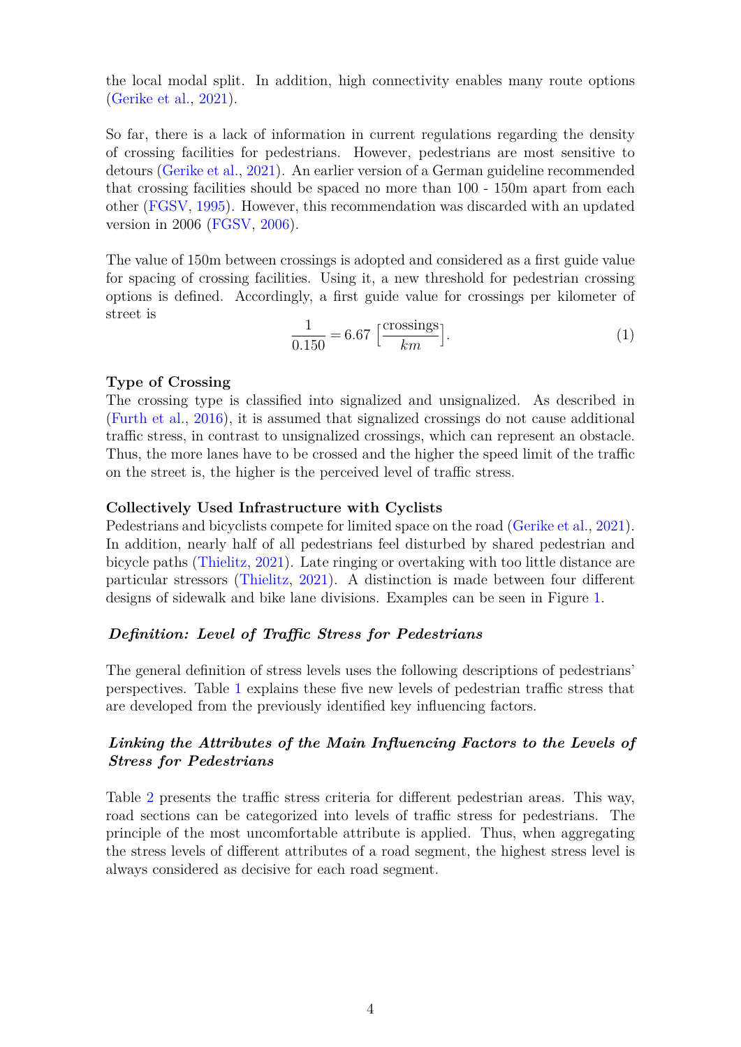the local modal split. In addition, high connectivity enables many route options (Gerike et al., 2021).

So far, there is a lack of information in current regulations regarding the density of crossing facilities for pedestrians. However, pedestrians are most sensitive to detours (Gerike et al., 2021). An earlier version of a German guideline recommended that crossing facilities should be spaced no more than 100 - 150m apart from each other (FGSV, 1995). However, this recommendation was discarded with an updated version in 2006 (FGSV, 2006).

The value of 150m between crossings is adopted and considered as a first guide value for spacing of crossing facilities. Using it, a new threshold for pedestrian crossing options is defined. Accordingly, a first guide value for crossings per kilometer of street is

$$\frac{1}{0.150} = 6.67 \left[\frac{\text{crossings}}{km}\right]. \tag{1}$$

**Type of Crossing**

The crossing type is classified into signalized and unsignalized. As described in (Furth et al., 2016), it is assumed that signalized crossings do not cause additional traffic stress, in contrast to unsignalized crossings, which can represent an obstacle. Thus, the more lanes have to be crossed and the higher the speed limit of the traffic on the street is, the higher is the perceived level of traffic stress.

**Collectively Used Infrastructure with Cyclists**

Pedestrians and bicyclists compete for limited space on the road (Gerike et al., 2021). In addition, nearly half of all pedestrians feel disturbed by shared pedestrian and bicycle paths (Thielitz, 2021). Late ringing or overtaking with too little distance are particular stressors (Thielitz, 2021). A distinction is made between four different designs of sidewalk and bike lane divisions. Examples can be seen in Figure 1.

### *Definition: Level of Traffic Stress for Pedestrians*

The general definition of stress levels uses the following descriptions of pedestrians' perspectives. Table 1 explains these five new levels of pedestrian traffic stress that are developed from the previously identified key influencing factors.

### *Linking the Attributes of the Main Influencing Factors to the Levels of Stress for Pedestrians*

Table 2 presents the traffic stress criteria for different pedestrian areas. This way, road sections can be categorized into levels of traffic stress for pedestrians. The principle of the most uncomfortable attribute is applied. Thus, when aggregating the stress levels of different attributes of a road segment, the highest stress level is always considered as decisive for each road segment.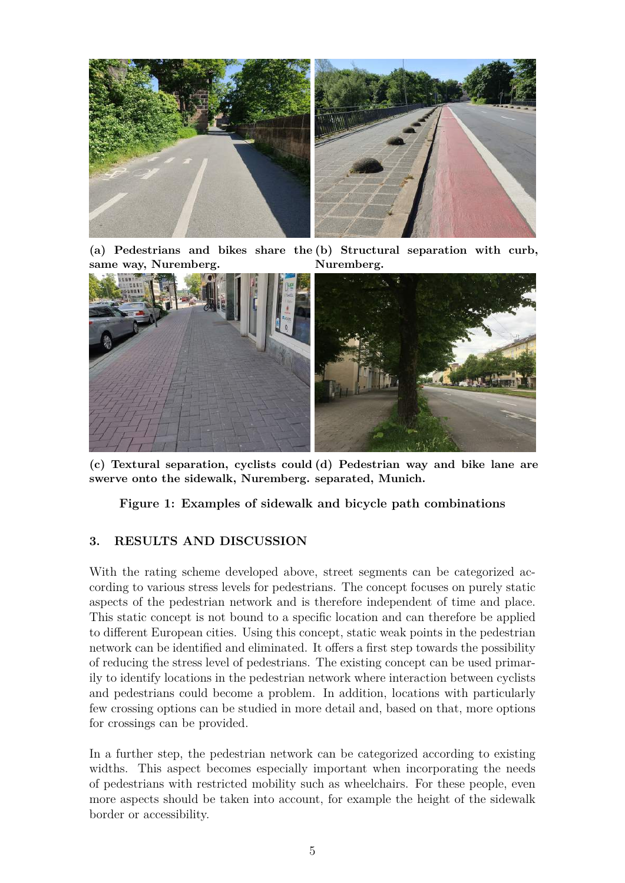**(a) Pedestrians and bikes share the same way, Nuremberg.**

**(b) Structural separation with curb, Nuremberg.**

**(c) Textural separation, cyclists could swerve onto the sidewalk, Nuremberg.**

**(d) Pedestrian way and bike lane are separated, Munich.**

**Figure 1: Examples of sidewalk and bicycle path combinations**

## 3. RESULTS AND DISCUSSION

With the rating scheme developed above, street segments can be categorized according to various stress levels for pedestrians. The concept focuses on purely static aspects of the pedestrian network and is therefore independent of time and place. This static concept is not bound to a specific location and can therefore be applied to different European cities. Using this concept, static weak points in the pedestrian network can be identified and eliminated. It offers a first step towards the possibility of reducing the stress level of pedestrians. The existing concept can be used primarily to identify locations in the pedestrian network where interaction between cyclists and pedestrians could become a problem. In addition, locations with particularly few crossing options can be studied in more detail and, based on that, more options for crossings can be provided.

In a further step, the pedestrian network can be categorized according to existing widths. This aspect becomes especially important when incorporating the needs of pedestrians with restricted mobility such as wheelchairs. For these people, even more aspects should be taken into account, for example the height of the sidewalk border or accessibility.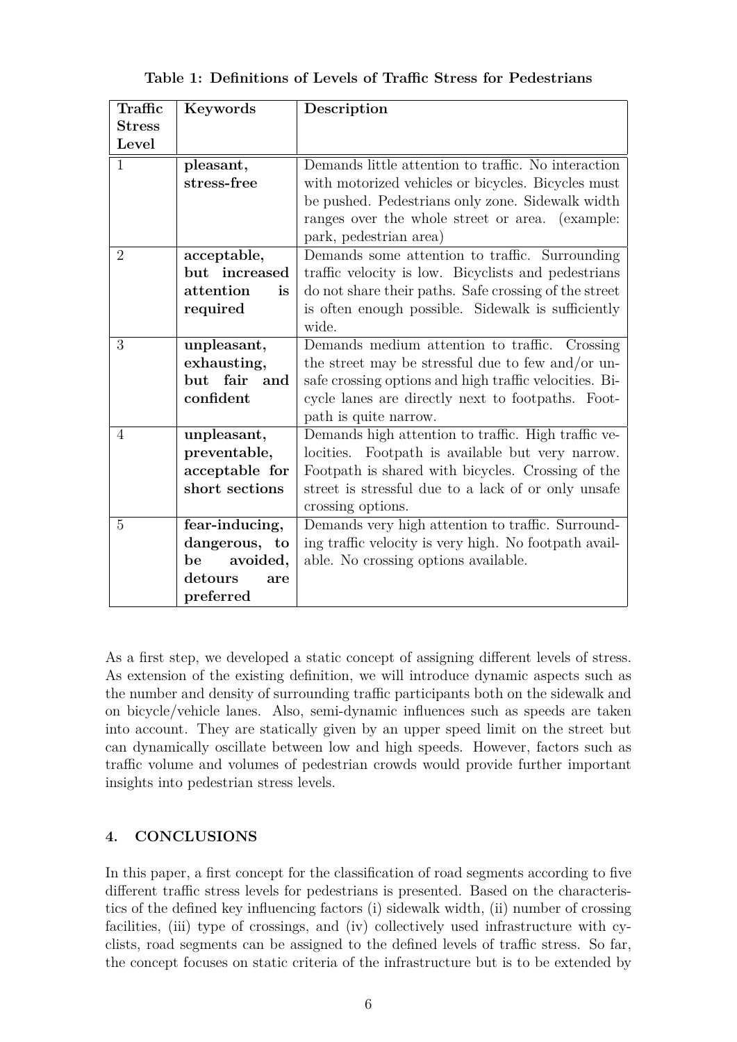**Table 1: Definitions of Levels of Traffic Stress for Pedestrians**

| Traffic Stress Level | Keywords | Description |
|---|---|---|
| 1 | **pleasant, stress-free** | Demands little attention to traffic. No interaction with motorized vehicles or bicycles. Bicycles must be pushed. Pedestrians only zone. Sidewalk width ranges over the whole street or area. (example: park, pedestrian area) |
| 2 | **acceptable, but increased attention is required** | Demands some attention to traffic. Surrounding traffic velocity is low. Bicyclists and pedestrians do not share their paths. Safe crossing of the street is often enough possible. Sidewalk is sufficiently wide. |
| 3 | **unpleasant, exhausting, but fair and confident** | Demands medium attention to traffic. Crossing the street may be stressful due to few and/or unsafe crossing options and high traffic velocities. Bicycle lanes are directly next to footpaths. Footpath is quite narrow. |
| 4 | **unpleasant, preventable, acceptable for short sections** | Demands high attention to traffic. High traffic velocities. Footpath is available but very narrow. Footpath is shared with bicycles. Crossing of the street is stressful due to a lack of or only unsafe crossing options. |
| 5 | **fear-inducing, dangerous, to be avoided, detours are preferred** | Demands very high attention to traffic. Surrounding traffic velocity is very high. No footpath available. No crossing options available. |

As a first step, we developed a static concept of assigning different levels of stress. As extension of the existing definition, we will introduce dynamic aspects such as the number and density of surrounding traffic participants both on the sidewalk and on bicycle/vehicle lanes. Also, semi-dynamic influences such as speeds are taken into account. They are statically given by an upper speed limit on the street but can dynamically oscillate between low and high speeds. However, factors such as traffic volume and volumes of pedestrian crowds would provide further important insights into pedestrian stress levels.

## 4. CONCLUSIONS

In this paper, a first concept for the classification of road segments according to five different traffic stress levels for pedestrians is presented. Based on the characteristics of the defined key influencing factors (i) sidewalk width, (ii) number of crossing facilities, (iii) type of crossings, and (iv) collectively used infrastructure with cyclists, road segments can be assigned to the defined levels of traffic stress. So far, the concept focuses on static criteria of the infrastructure but is to be extended by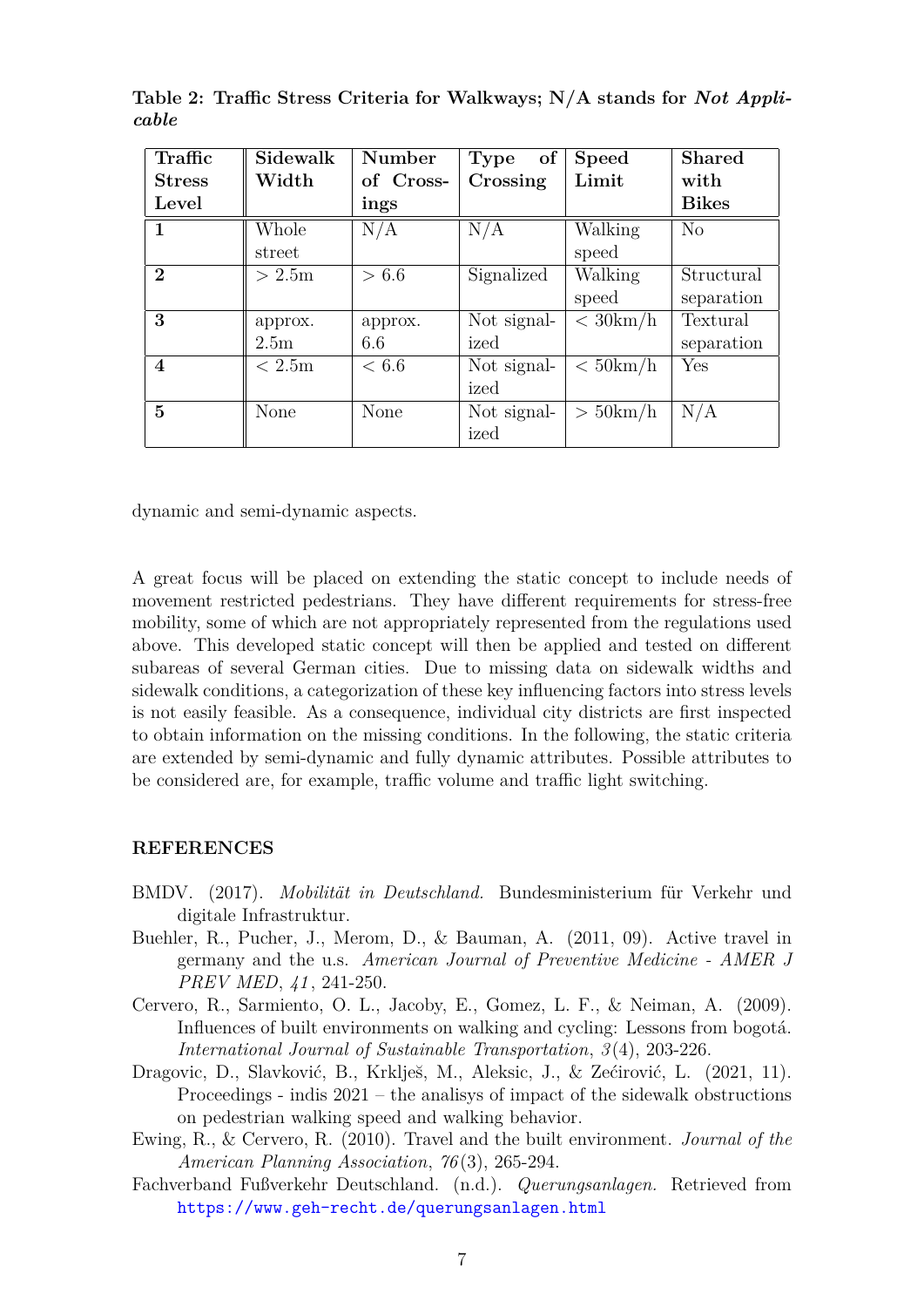**Table 2: Traffic Stress Criteria for Walkways; N/A stands for *Not Applicable***

| Traffic Stress Level | Sidewalk Width | Number of Crossings | Type of Crossing | Speed Limit | Shared with Bikes |
|---|---|---|---|---|---|
| **1** | Whole street | N/A | N/A | Walking speed | No |
| **2** | $> 2.5$m | $> 6.6$ | Signalized | Walking speed | Structural separation |
| **3** | approx. 2.5m | approx. 6.6 | Not signalized | $< 30$km/h | Textural separation |
| **4** | $< 2.5$m | $< 6.6$ | Not signalized | $< 50$km/h | Yes |
| **5** | None | None | Not signalized | $> 50$km/h | N/A |

dynamic and semi-dynamic aspects.

A great focus will be placed on extending the static concept to include needs of movement restricted pedestrians. They have different requirements for stress-free mobility, some of which are not appropriately represented from the regulations used above. This developed static concept will then be applied and tested on different subareas of several German cities. Due to missing data on sidewalk widths and sidewalk conditions, a categorization of these key influencing factors into stress levels is not easily feasible. As a consequence, individual city districts are first inspected to obtain information on the missing conditions. In the following, the static criteria are extended by semi-dynamic and fully dynamic attributes. Possible attributes to be considered are, for example, traffic volume and traffic light switching.

## REFERENCES

BMDV. (2017). *Mobilität in Deutschland.* Bundesministerium für Verkehr und digitale Infrastruktur.

Buehler, R., Pucher, J., Merom, D., & Bauman, A. (2011, 09). Active travel in germany and the u.s. *American Journal of Preventive Medicine - AMER J PREV MED*, *41*, 241-250.

Cervero, R., Sarmiento, O. L., Jacoby, E., Gomez, L. F., & Neiman, A. (2009). Influences of built environments on walking and cycling: Lessons from bogotá. *International Journal of Sustainable Transportation*, *3*(4), 203-226.

Dragovic, D., Slavković, B., Krklješ, M., Aleksic, J., & Zećirović, L. (2021, 11). Proceedings - indis 2021 – the analisys of impact of the sidewalk obstructions on pedestrian walking speed and walking behavior.

Ewing, R., & Cervero, R. (2010). Travel and the built environment. *Journal of the American Planning Association*, *76*(3), 265-294.

Fachverband Fußverkehr Deutschland. (n.d.). *Querungsanlagen.* Retrieved from https://www.geh-recht.de/querungsanlagen.html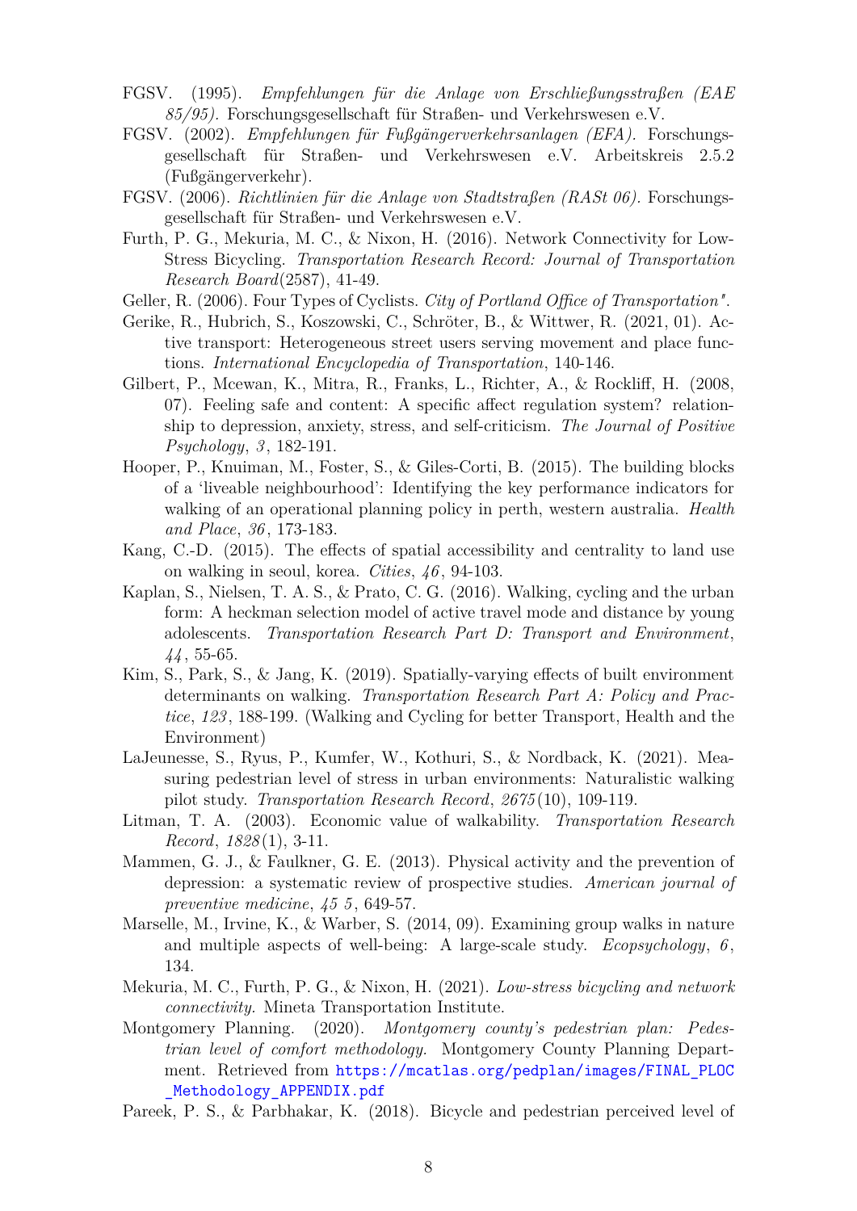FGSV. (1995). *Empfehlungen für die Anlage von Erschließungsstraßen (EAE 85/95)*. Forschungsgesellschaft für Straßen- und Verkehrswesen e.V.

FGSV. (2002). *Empfehlungen für Fußgängerverkehrsanlagen (EFA)*. Forschungsgesellschaft für Straßen- und Verkehrswesen e.V. Arbeitskreis 2.5.2 (Fußgängerverkehr).

FGSV. (2006). *Richtlinien für die Anlage von Stadtstraßen (RASt 06)*. Forschungsgesellschaft für Straßen- und Verkehrswesen e.V.

Furth, P. G., Mekuria, M. C., & Nixon, H. (2016). Network Connectivity for Low-Stress Bicycling. *Transportation Research Record: Journal of Transportation Research Board*(2587), 41-49.

Geller, R. (2006). Four Types of Cyclists. *City of Portland Office of Transportation"*.

Gerike, R., Hubrich, S., Koszowski, C., Schröter, B., & Wittwer, R. (2021, 01). Active transport: Heterogeneous street users serving movement and place functions. *International Encyclopedia of Transportation*, 140-146.

Gilbert, P., Mcewan, K., Mitra, R., Franks, L., Richter, A., & Rockliff, H. (2008, 07). Feeling safe and content: A specific affect regulation system? relationship to depression, anxiety, stress, and self-criticism. *The Journal of Positive Psychology*, *3*, 182-191.

Hooper, P., Knuiman, M., Foster, S., & Giles-Corti, B. (2015). The building blocks of a 'liveable neighbourhood': Identifying the key performance indicators for walking of an operational planning policy in perth, western australia. *Health and Place*, *36*, 173-183.

Kang, C.-D. (2015). The effects of spatial accessibility and centrality to land use on walking in seoul, korea. *Cities*, *46*, 94-103.

Kaplan, S., Nielsen, T. A. S., & Prato, C. G. (2016). Walking, cycling and the urban form: A heckman selection model of active travel mode and distance by young adolescents. *Transportation Research Part D: Transport and Environment*, *44*, 55-65.

Kim, S., Park, S., & Jang, K. (2019). Spatially-varying effects of built environment determinants on walking. *Transportation Research Part A: Policy and Practice*, *123*, 188-199. (Walking and Cycling for better Transport, Health and the Environment)

LaJeunesse, S., Ryus, P., Kumfer, W., Kothuri, S., & Nordback, K. (2021). Measuring pedestrian level of stress in urban environments: Naturalistic walking pilot study. *Transportation Research Record*, *2675*(10), 109-119.

Litman, T. A. (2003). Economic value of walkability. *Transportation Research Record*, *1828*(1), 3-11.

Mammen, G. J., & Faulkner, G. E. (2013). Physical activity and the prevention of depression: a systematic review of prospective studies. *American journal of preventive medicine*, *45 5*, 649-57.

Marselle, M., Irvine, K., & Warber, S. (2014, 09). Examining group walks in nature and multiple aspects of well-being: A large-scale study. *Ecopsychology*, *6*, 134.

Mekuria, M. C., Furth, P. G., & Nixon, H. (2021). *Low-stress bicycling and network connectivity*. Mineta Transportation Institute.

Montgomery Planning. (2020). *Montgomery county's pedestrian plan: Pedestrian level of comfort methodology.* Montgomery County Planning Department. Retrieved from https://mcatlas.org/pedplan/images/FINAL_PLOC_Methodology_APPENDIX.pdf

Pareek, P. S., & Parbhakar, K. (2018). Bicycle and pedestrian perceived level of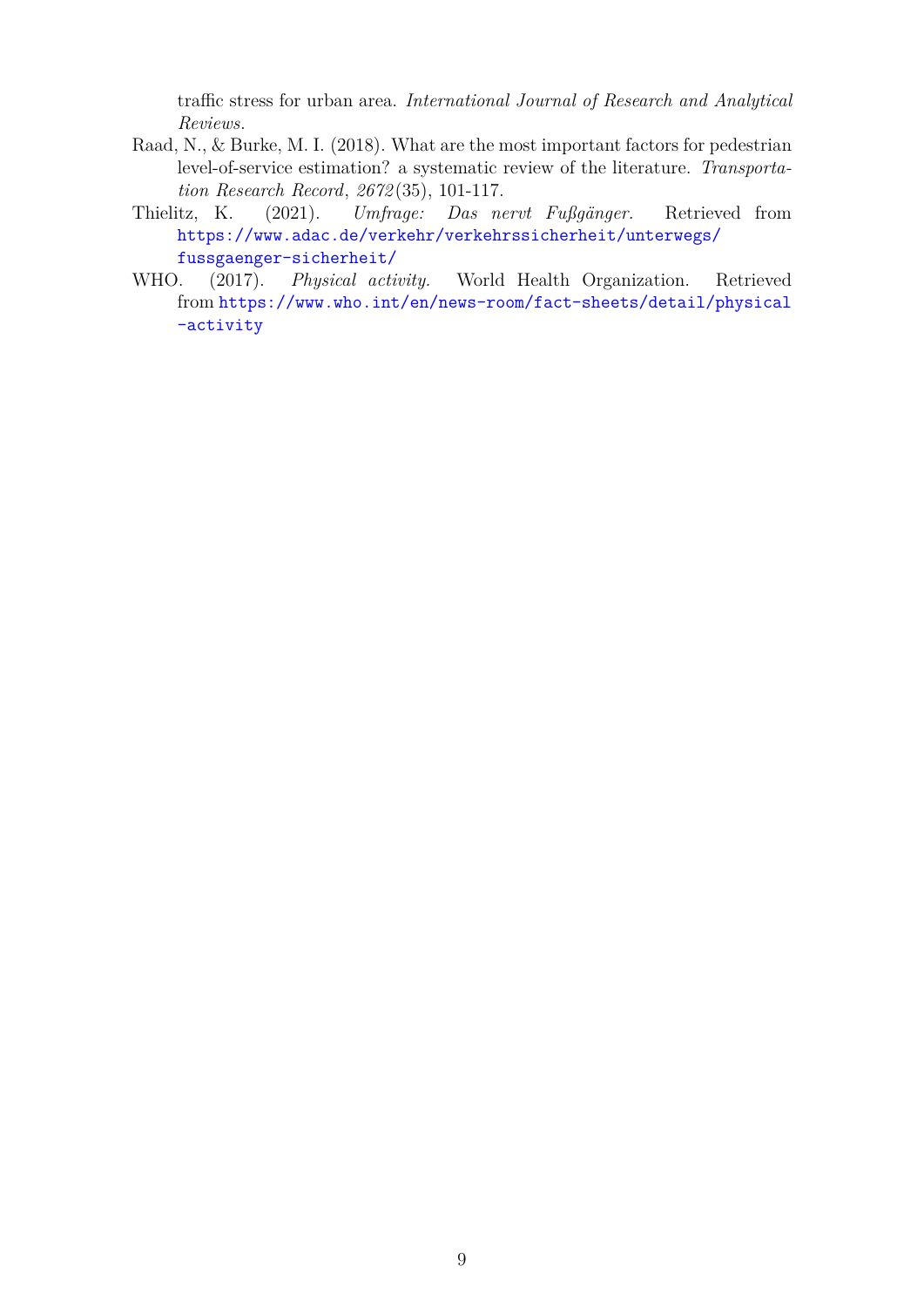traffic stress for urban area. *International Journal of Research and Analytical Reviews*.

Raad, N., & Burke, M. I. (2018). What are the most important factors for pedestrian level-of-service estimation? a systematic review of the literature. *Transportation Research Record*, *2672*(35), 101-117.

Thielitz, K. (2021). *Umfrage: Das nervt Fußgänger.* Retrieved from https://www.adac.de/verkehr/verkehrssicherheit/unterwegs/fussgaenger-sicherheit/

WHO. (2017). *Physical activity.* World Health Organization. Retrieved from https://www.who.int/en/news-room/fact-sheets/detail/physical-activity